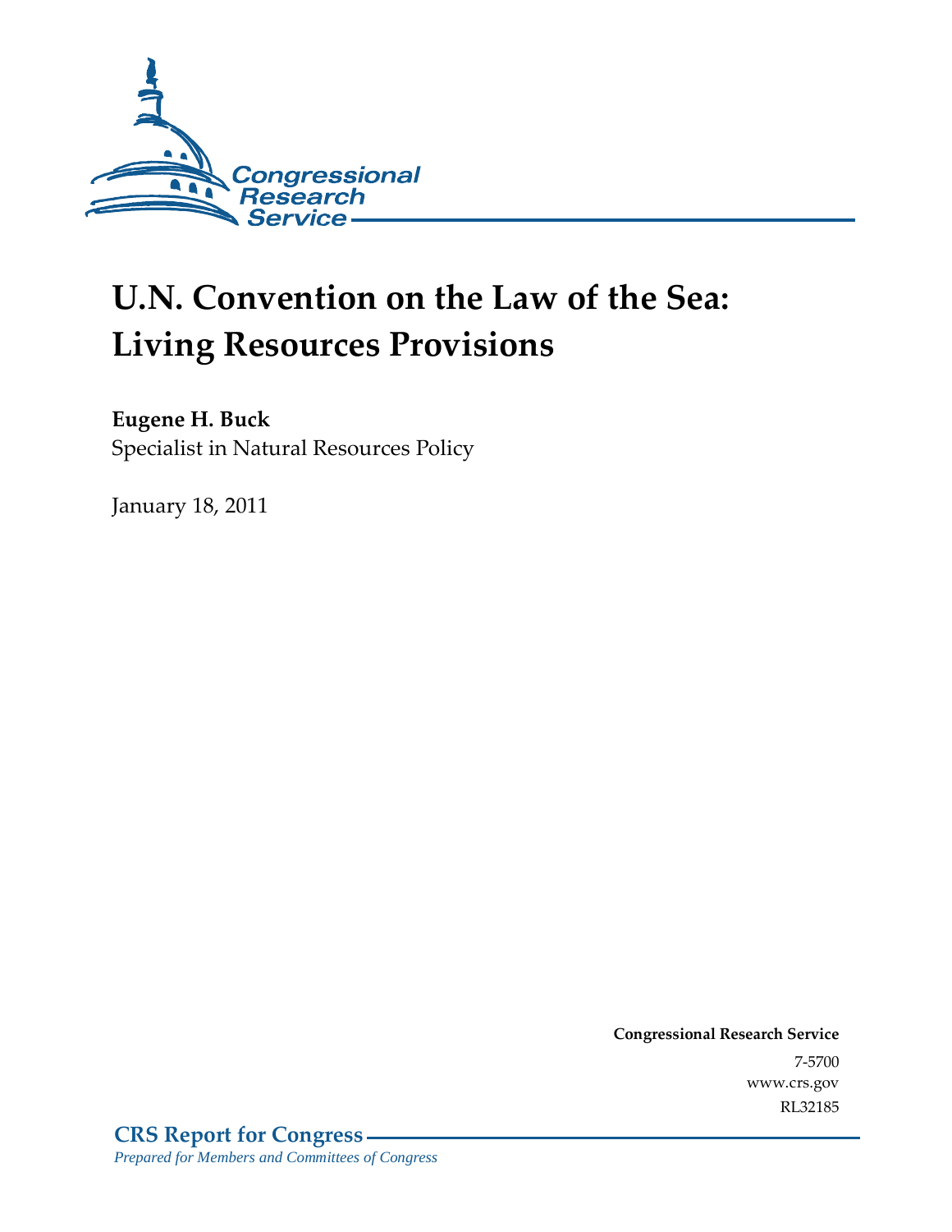Congressional Research Service

# U.N. Convention on the Law of the Sea: Living Resources Provisions

**Eugene H. Buck**
Specialist in Natural Resources Policy

January 18, 2011

**Congressional Research Service**
7-5700
www.crs.gov
RL32185

**CRS Report for Congress**
*Prepared for Members and Committees of Congress*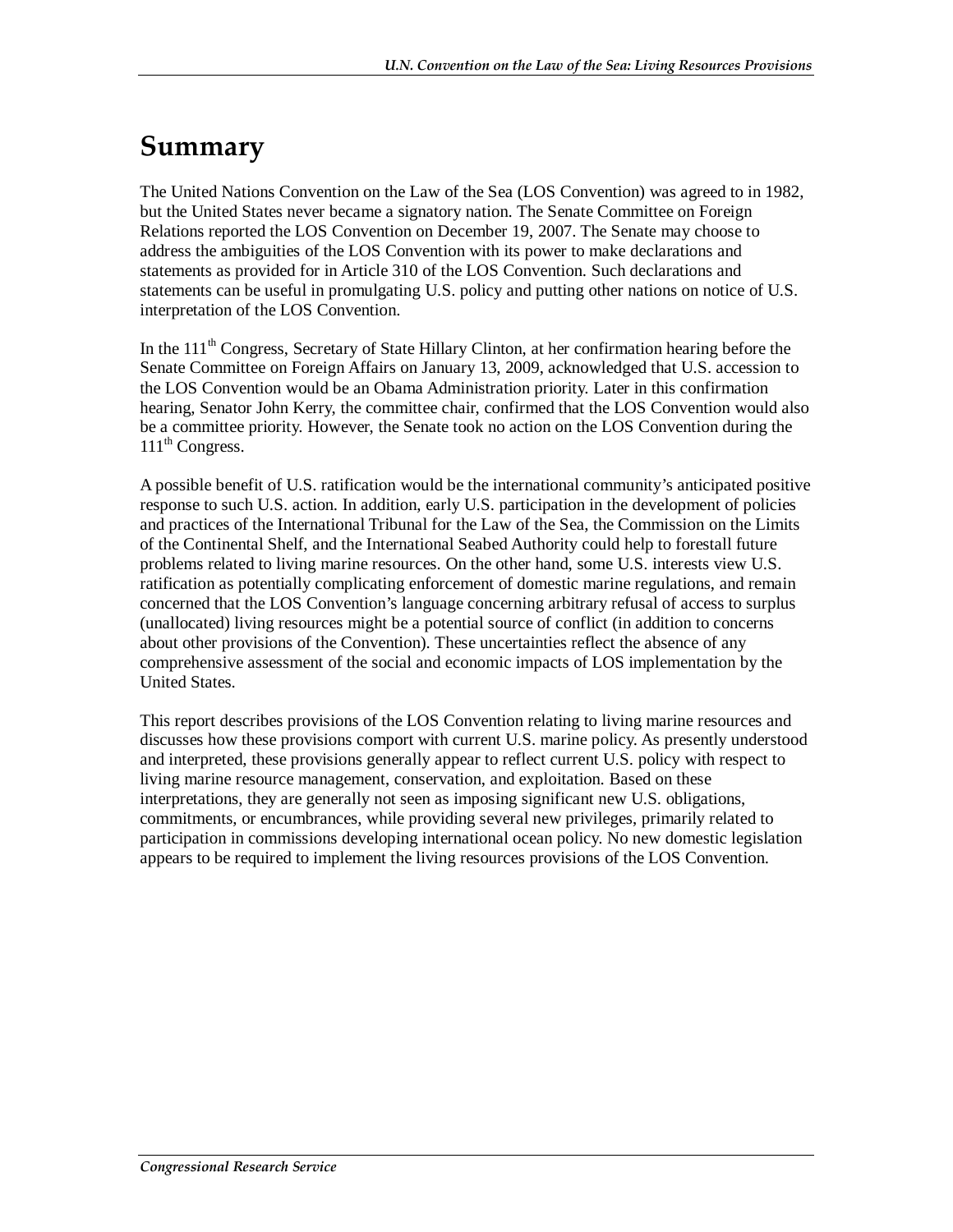# Summary

The United Nations Convention on the Law of the Sea (LOS Convention) was agreed to in 1982, but the United States never became a signatory nation. The Senate Committee on Foreign Relations reported the LOS Convention on December 19, 2007. The Senate may choose to address the ambiguities of the LOS Convention with its power to make declarations and statements as provided for in Article 310 of the LOS Convention. Such declarations and statements can be useful in promulgating U.S. policy and putting other nations on notice of U.S. interpretation of the LOS Convention.

In the 111th Congress, Secretary of State Hillary Clinton, at her confirmation hearing before the Senate Committee on Foreign Affairs on January 13, 2009, acknowledged that U.S. accession to the LOS Convention would be an Obama Administration priority. Later in this confirmation hearing, Senator John Kerry, the committee chair, confirmed that the LOS Convention would also be a committee priority. However, the Senate took no action on the LOS Convention during the 111th Congress.

A possible benefit of U.S. ratification would be the international community's anticipated positive response to such U.S. action. In addition, early U.S. participation in the development of policies and practices of the International Tribunal for the Law of the Sea, the Commission on the Limits of the Continental Shelf, and the International Seabed Authority could help to forestall future problems related to living marine resources. On the other hand, some U.S. interests view U.S. ratification as potentially complicating enforcement of domestic marine regulations, and remain concerned that the LOS Convention's language concerning arbitrary refusal of access to surplus (unallocated) living resources might be a potential source of conflict (in addition to concerns about other provisions of the Convention). These uncertainties reflect the absence of any comprehensive assessment of the social and economic impacts of LOS implementation by the United States.

This report describes provisions of the LOS Convention relating to living marine resources and discusses how these provisions comport with current U.S. marine policy. As presently understood and interpreted, these provisions generally appear to reflect current U.S. policy with respect to living marine resource management, conservation, and exploitation. Based on these interpretations, they are generally not seen as imposing significant new U.S. obligations, commitments, or encumbrances, while providing several new privileges, primarily related to participation in commissions developing international ocean policy. No new domestic legislation appears to be required to implement the living resources provisions of the LOS Convention.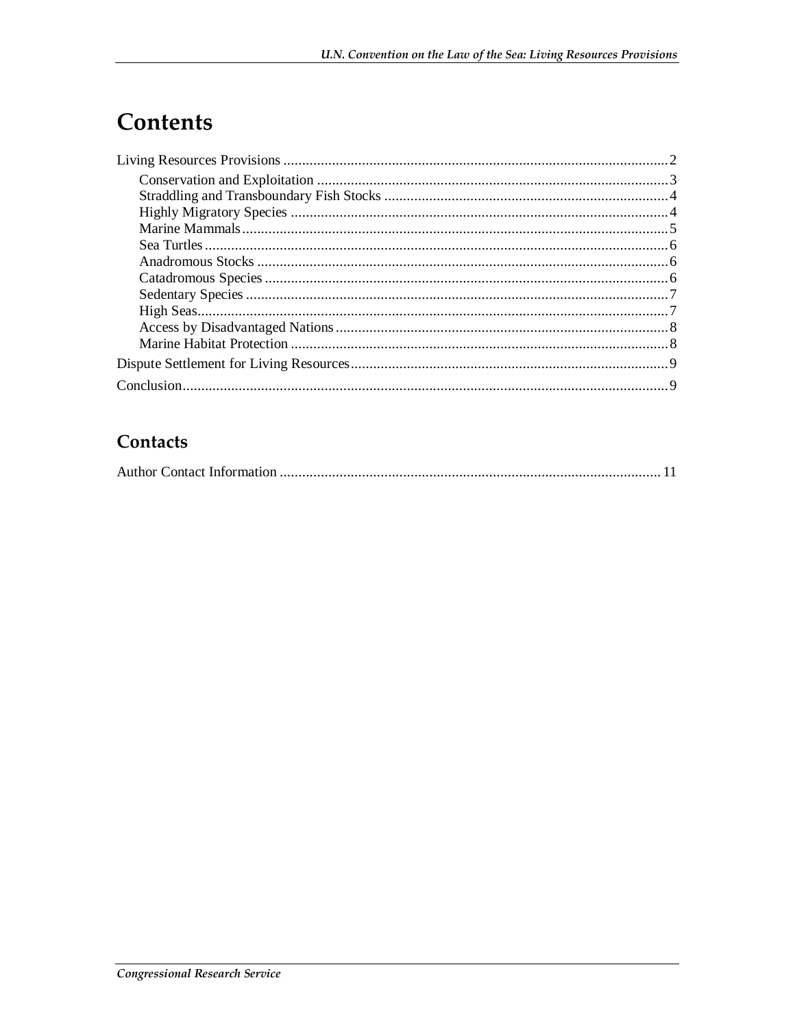# Contents

Living Resources Provisions .......................................................................................................... 2

- Conservation and Exploitation ................................................................................................. 3
- Straddling and Transboundary Fish Stocks ............................................................................. 4
- Highly Migratory Species ........................................................................................................ 4
- Marine Mammals ...................................................................................................................... 5
- Sea Turtles ................................................................................................................................ 6
- Anadromous Stocks ................................................................................................................. 6
- Catadromous Species ............................................................................................................... 6
- Sedentary Species ..................................................................................................................... 7
- High Seas .................................................................................................................................. 7
- Access by Disadvantaged Nations ............................................................................................ 8
- Marine Habitat Protection ........................................................................................................ 8

Dispute Settlement for Living Resources ........................................................................................ 9

Conclusion ....................................................................................................................................... 9

## Contacts

Author Contact Information ........................................................................................................... 11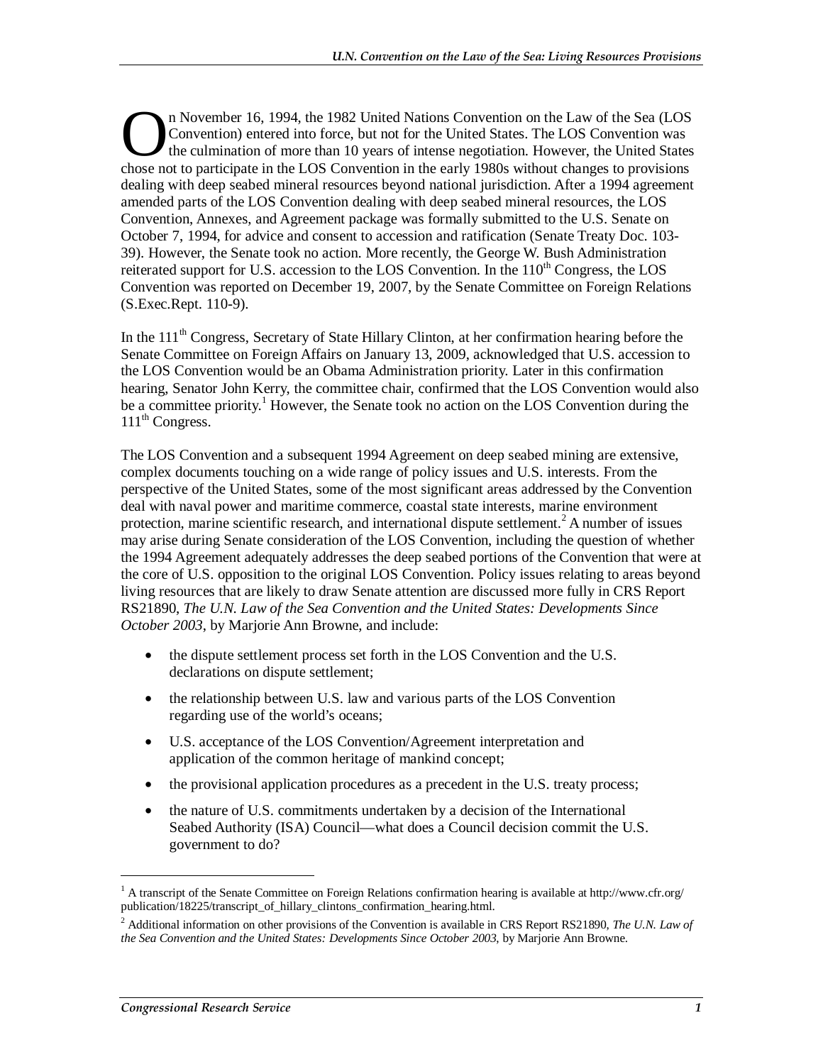On November 16, 1994, the 1982 United Nations Convention on the Law of the Sea (LOS Convention) entered into force, but not for the United States. The LOS Convention was the culmination of more than 10 years of intense negotiation. However, the United States chose not to participate in the LOS Convention in the early 1980s without changes to provisions dealing with deep seabed mineral resources beyond national jurisdiction. After a 1994 agreement amended parts of the LOS Convention dealing with deep seabed mineral resources, the LOS Convention, Annexes, and Agreement package was formally submitted to the U.S. Senate on October 7, 1994, for advice and consent to accession and ratification (Senate Treaty Doc. 103-39). However, the Senate took no action. More recently, the George W. Bush Administration reiterated support for U.S. accession to the LOS Convention. In the 110th Congress, the LOS Convention was reported on December 19, 2007, by the Senate Committee on Foreign Relations (S.Exec.Rept. 110-9).

In the 111th Congress, Secretary of State Hillary Clinton, at her confirmation hearing before the Senate Committee on Foreign Affairs on January 13, 2009, acknowledged that U.S. accession to the LOS Convention would be an Obama Administration priority. Later in this confirmation hearing, Senator John Kerry, the committee chair, confirmed that the LOS Convention would also be a committee priority.[1] However, the Senate took no action on the LOS Convention during the 111th Congress.

The LOS Convention and a subsequent 1994 Agreement on deep seabed mining are extensive, complex documents touching on a wide range of policy issues and U.S. interests. From the perspective of the United States, some of the most significant areas addressed by the Convention deal with naval power and maritime commerce, coastal state interests, marine environment protection, marine scientific research, and international dispute settlement.[2] A number of issues may arise during Senate consideration of the LOS Convention, including the question of whether the 1994 Agreement adequately addresses the deep seabed portions of the Convention that were at the core of U.S. opposition to the original LOS Convention. Policy issues relating to areas beyond living resources that are likely to draw Senate attention are discussed more fully in CRS Report RS21890, *The U.N. Law of the Sea Convention and the United States: Developments Since October 2003*, by Marjorie Ann Browne, and include:

- the dispute settlement process set forth in the LOS Convention and the U.S. declarations on dispute settlement;
- the relationship between U.S. law and various parts of the LOS Convention regarding use of the world's oceans;
- U.S. acceptance of the LOS Convention/Agreement interpretation and application of the common heritage of mankind concept;
- the provisional application procedures as a precedent in the U.S. treaty process;
- the nature of U.S. commitments undertaken by a decision of the International Seabed Authority (ISA) Council—what does a Council decision commit the U.S. government to do?

---

[1] A transcript of the Senate Committee on Foreign Relations confirmation hearing is available at http://www.cfr.org/publication/18225/transcript_of_hillary_clintons_confirmation_hearing.html.

[2] Additional information on other provisions of the Convention is available in CRS Report RS21890, *The U.N. Law of the Sea Convention and the United States: Developments Since October 2003*, by Marjorie Ann Browne.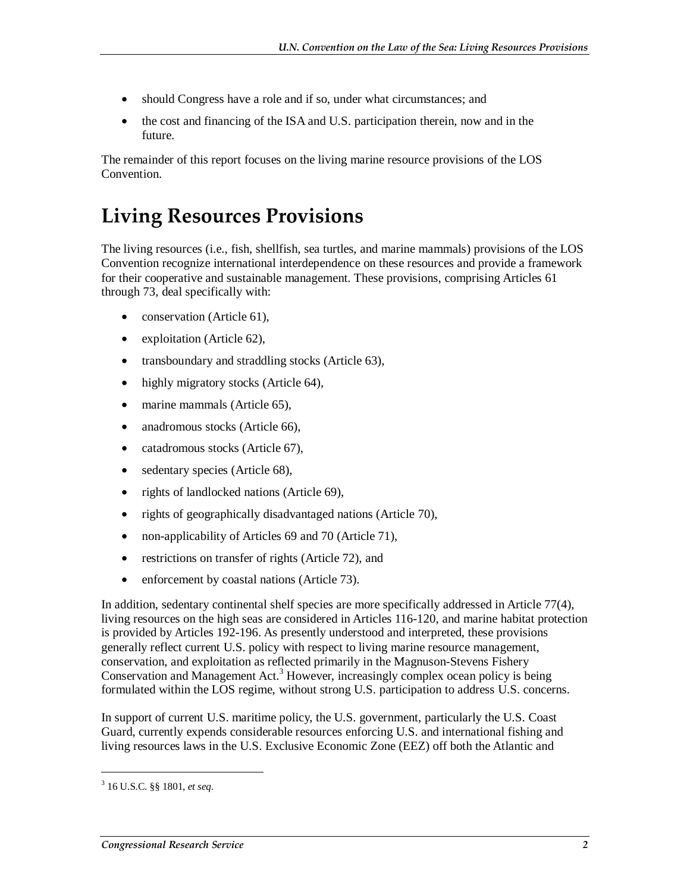- should Congress have a role and if so, under what circumstances; and
- the cost and financing of the ISA and U.S. participation therein, now and in the future.

The remainder of this report focuses on the living marine resource provisions of the LOS Convention.

# Living Resources Provisions

The living resources (i.e., fish, shellfish, sea turtles, and marine mammals) provisions of the LOS Convention recognize international interdependence on these resources and provide a framework for their cooperative and sustainable management. These provisions, comprising Articles 61 through 73, deal specifically with:

- conservation (Article 61),
- exploitation (Article 62),
- transboundary and straddling stocks (Article 63),
- highly migratory stocks (Article 64),
- marine mammals (Article 65),
- anadromous stocks (Article 66),
- catadromous stocks (Article 67),
- sedentary species (Article 68),
- rights of landlocked nations (Article 69),
- rights of geographically disadvantaged nations (Article 70),
- non-applicability of Articles 69 and 70 (Article 71),
- restrictions on transfer of rights (Article 72), and
- enforcement by coastal nations (Article 73).

In addition, sedentary continental shelf species are more specifically addressed in Article 77(4), living resources on the high seas are considered in Articles 116-120, and marine habitat protection is provided by Articles 192-196. As presently understood and interpreted, these provisions generally reflect current U.S. policy with respect to living marine resource management, conservation, and exploitation as reflected primarily in the Magnuson-Stevens Fishery Conservation and Management Act.[3] However, increasingly complex ocean policy is being formulated within the LOS regime, without strong U.S. participation to address U.S. concerns.

In support of current U.S. maritime policy, the U.S. government, particularly the U.S. Coast Guard, currently expends considerable resources enforcing U.S. and international fishing and living resources laws in the U.S. Exclusive Economic Zone (EEZ) off both the Atlantic and

---

[3] 16 U.S.C. §§ 1801, *et seq*.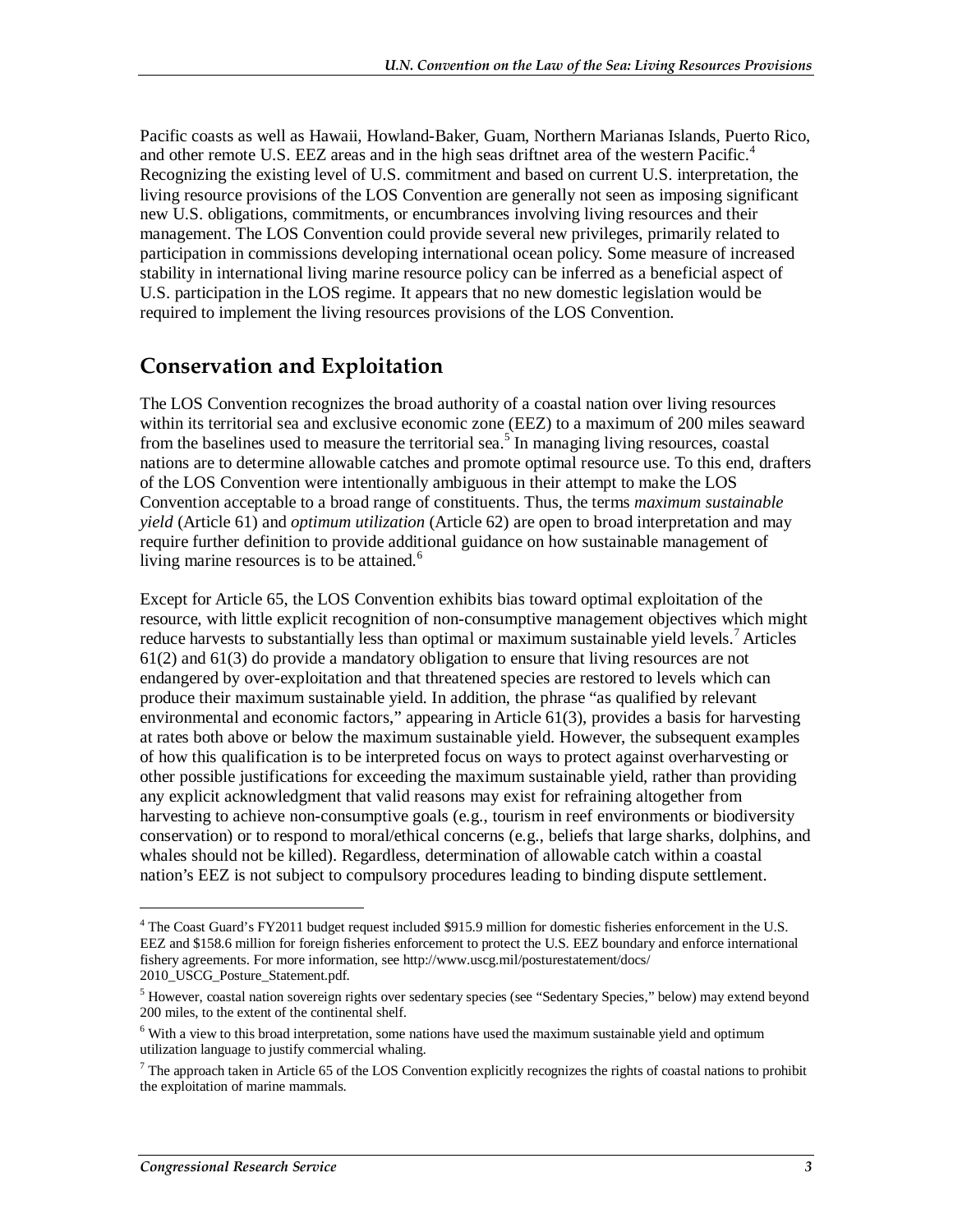Pacific coasts as well as Hawaii, Howland-Baker, Guam, Northern Marianas Islands, Puerto Rico, and other remote U.S. EEZ areas and in the high seas driftnet area of the western Pacific.[4] Recognizing the existing level of U.S. commitment and based on current U.S. interpretation, the living resource provisions of the LOS Convention are generally not seen as imposing significant new U.S. obligations, commitments, or encumbrances involving living resources and their management. The LOS Convention could provide several new privileges, primarily related to participation in commissions developing international ocean policy. Some measure of increased stability in international living marine resource policy can be inferred as a beneficial aspect of U.S. participation in the LOS regime. It appears that no new domestic legislation would be required to implement the living resources provisions of the LOS Convention.

## Conservation and Exploitation

The LOS Convention recognizes the broad authority of a coastal nation over living resources within its territorial sea and exclusive economic zone (EEZ) to a maximum of 200 miles seaward from the baselines used to measure the territorial sea.[5] In managing living resources, coastal nations are to determine allowable catches and promote optimal resource use. To this end, drafters of the LOS Convention were intentionally ambiguous in their attempt to make the LOS Convention acceptable to a broad range of constituents. Thus, the terms *maximum sustainable yield* (Article 61) and *optimum utilization* (Article 62) are open to broad interpretation and may require further definition to provide additional guidance on how sustainable management of living marine resources is to be attained.[6]

Except for Article 65, the LOS Convention exhibits bias toward optimal exploitation of the resource, with little explicit recognition of non-consumptive management objectives which might reduce harvests to substantially less than optimal or maximum sustainable yield levels.[7] Articles 61(2) and 61(3) do provide a mandatory obligation to ensure that living resources are not endangered by over-exploitation and that threatened species are restored to levels which can produce their maximum sustainable yield. In addition, the phrase "as qualified by relevant environmental and economic factors," appearing in Article 61(3), provides a basis for harvesting at rates both above or below the maximum sustainable yield. However, the subsequent examples of how this qualification is to be interpreted focus on ways to protect against overharvesting or other possible justifications for exceeding the maximum sustainable yield, rather than providing any explicit acknowledgment that valid reasons may exist for refraining altogether from harvesting to achieve non-consumptive goals (e.g., tourism in reef environments or biodiversity conservation) or to respond to moral/ethical concerns (e.g., beliefs that large sharks, dolphins, and whales should not be killed). Regardless, determination of allowable catch within a coastal nation's EEZ is not subject to compulsory procedures leading to binding dispute settlement.

---

[4] The Coast Guard's FY2011 budget request included $915.9 million for domestic fisheries enforcement in the U.S. EEZ and $158.6 million for foreign fisheries enforcement to protect the U.S. EEZ boundary and enforce international fishery agreements. For more information, see http://www.uscg.mil/posturestatement/docs/2010_USCG_Posture_Statement.pdf.

[5] However, coastal nation sovereign rights over sedentary species (see "Sedentary Species," below) may extend beyond 200 miles, to the extent of the continental shelf.

[6] With a view to this broad interpretation, some nations have used the maximum sustainable yield and optimum utilization language to justify commercial whaling.

[7] The approach taken in Article 65 of the LOS Convention explicitly recognizes the rights of coastal nations to prohibit the exploitation of marine mammals.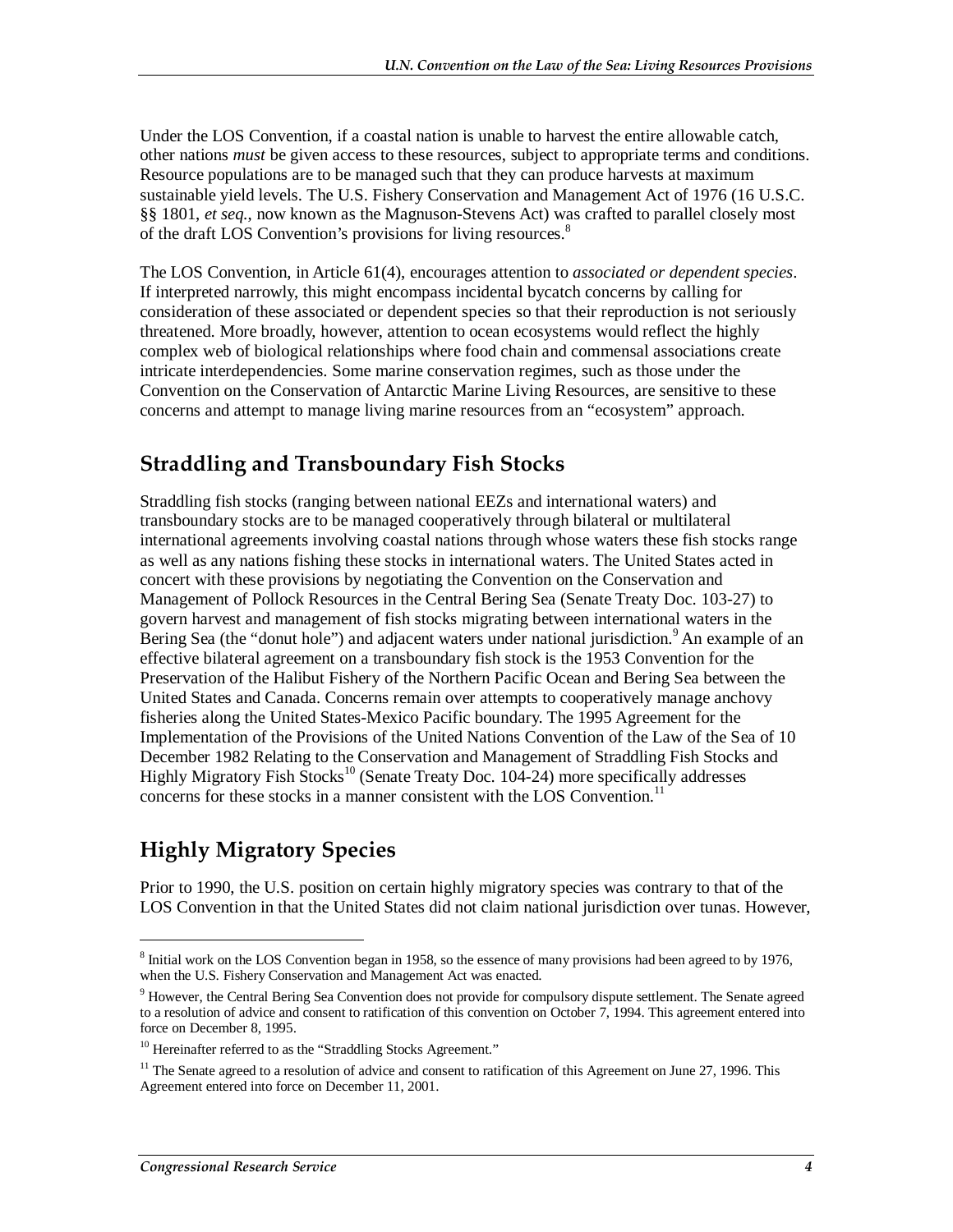Under the LOS Convention, if a coastal nation is unable to harvest the entire allowable catch, other nations *must* be given access to these resources, subject to appropriate terms and conditions. Resource populations are to be managed such that they can produce harvests at maximum sustainable yield levels. The U.S. Fishery Conservation and Management Act of 1976 (16 U.S.C. §§ 1801, *et seq.*, now known as the Magnuson-Stevens Act) was crafted to parallel closely most of the draft LOS Convention's provisions for living resources.[8]

The LOS Convention, in Article 61(4), encourages attention to *associated or dependent species*. If interpreted narrowly, this might encompass incidental bycatch concerns by calling for consideration of these associated or dependent species so that their reproduction is not seriously threatened. More broadly, however, attention to ocean ecosystems would reflect the highly complex web of biological relationships where food chain and commensal associations create intricate interdependencies. Some marine conservation regimes, such as those under the Convention on the Conservation of Antarctic Marine Living Resources, are sensitive to these concerns and attempt to manage living marine resources from an "ecosystem" approach.

## Straddling and Transboundary Fish Stocks

Straddling fish stocks (ranging between national EEZs and international waters) and transboundary stocks are to be managed cooperatively through bilateral or multilateral international agreements involving coastal nations through whose waters these fish stocks range as well as any nations fishing these stocks in international waters. The United States acted in concert with these provisions by negotiating the Convention on the Conservation and Management of Pollock Resources in the Central Bering Sea (Senate Treaty Doc. 103-27) to govern harvest and management of fish stocks migrating between international waters in the Bering Sea (the "donut hole") and adjacent waters under national jurisdiction.[9] An example of an effective bilateral agreement on a transboundary fish stock is the 1953 Convention for the Preservation of the Halibut Fishery of the Northern Pacific Ocean and Bering Sea between the United States and Canada. Concerns remain over attempts to cooperatively manage anchovy fisheries along the United States-Mexico Pacific boundary. The 1995 Agreement for the Implementation of the Provisions of the United Nations Convention of the Law of the Sea of 10 December 1982 Relating to the Conservation and Management of Straddling Fish Stocks and Highly Migratory Fish Stocks[10] (Senate Treaty Doc. 104-24) more specifically addresses concerns for these stocks in a manner consistent with the LOS Convention.[11]

## Highly Migratory Species

Prior to 1990, the U.S. position on certain highly migratory species was contrary to that of the LOS Convention in that the United States did not claim national jurisdiction over tunas. However,

---

[8] Initial work on the LOS Convention began in 1958, so the essence of many provisions had been agreed to by 1976, when the U.S. Fishery Conservation and Management Act was enacted.

[9] However, the Central Bering Sea Convention does not provide for compulsory dispute settlement. The Senate agreed to a resolution of advice and consent to ratification of this convention on October 7, 1994. This agreement entered into force on December 8, 1995.

[10] Hereinafter referred to as the "Straddling Stocks Agreement."

[11] The Senate agreed to a resolution of advice and consent to ratification of this Agreement on June 27, 1996. This Agreement entered into force on December 11, 2001.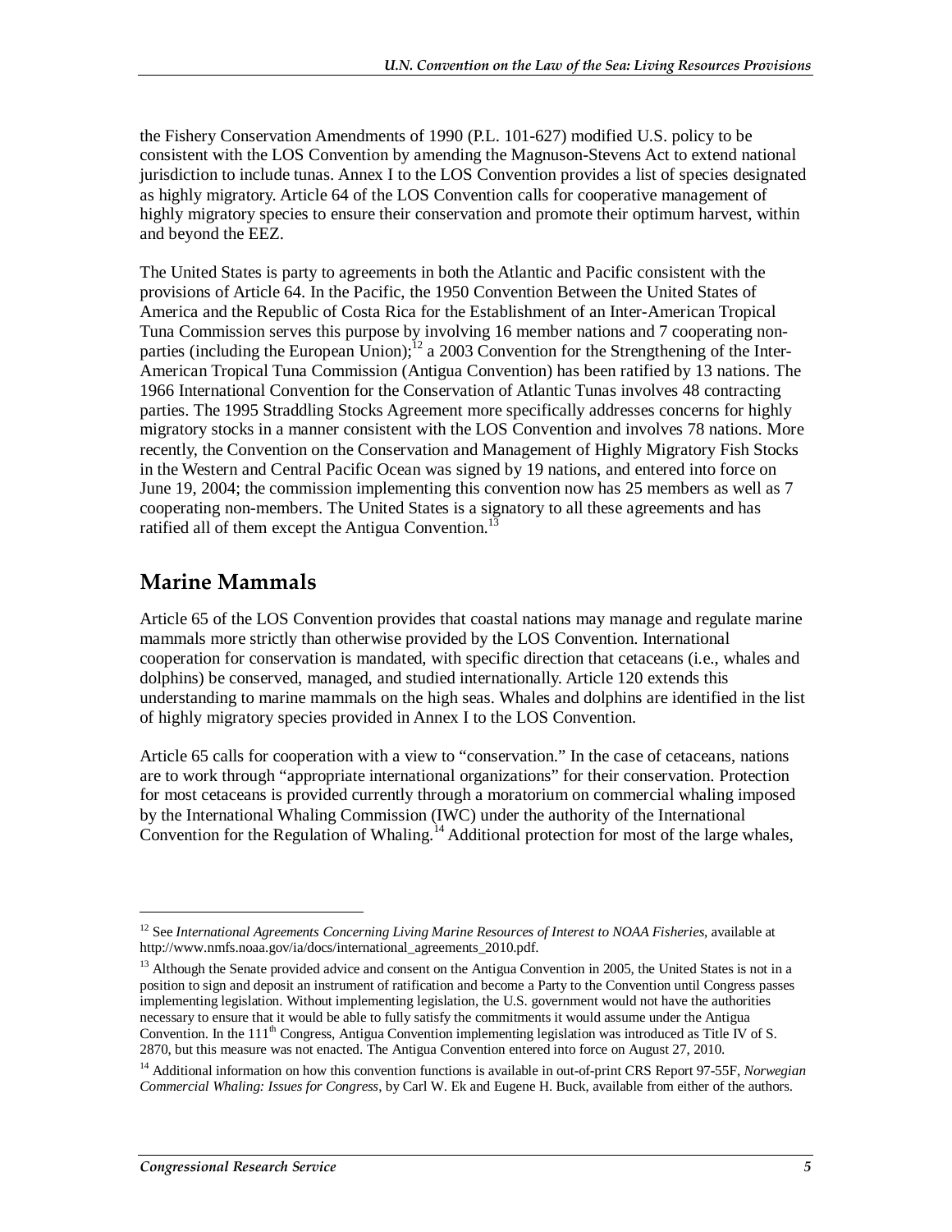the Fishery Conservation Amendments of 1990 (P.L. 101-627) modified U.S. policy to be consistent with the LOS Convention by amending the Magnuson-Stevens Act to extend national jurisdiction to include tunas. Annex I to the LOS Convention provides a list of species designated as highly migratory. Article 64 of the LOS Convention calls for cooperative management of highly migratory species to ensure their conservation and promote their optimum harvest, within and beyond the EEZ.

The United States is party to agreements in both the Atlantic and Pacific consistent with the provisions of Article 64. In the Pacific, the 1950 Convention Between the United States of America and the Republic of Costa Rica for the Establishment of an Inter-American Tropical Tuna Commission serves this purpose by involving 16 member nations and 7 cooperating non-parties (including the European Union);[12] a 2003 Convention for the Strengthening of the Inter-American Tropical Tuna Commission (Antigua Convention) has been ratified by 13 nations. The 1966 International Convention for the Conservation of Atlantic Tunas involves 48 contracting parties. The 1995 Straddling Stocks Agreement more specifically addresses concerns for highly migratory stocks in a manner consistent with the LOS Convention and involves 78 nations. More recently, the Convention on the Conservation and Management of Highly Migratory Fish Stocks in the Western and Central Pacific Ocean was signed by 19 nations, and entered into force on June 19, 2004; the commission implementing this convention now has 25 members as well as 7 cooperating non-members. The United States is a signatory to all these agreements and has ratified all of them except the Antigua Convention.[13]

## Marine Mammals

Article 65 of the LOS Convention provides that coastal nations may manage and regulate marine mammals more strictly than otherwise provided by the LOS Convention. International cooperation for conservation is mandated, with specific direction that cetaceans (i.e., whales and dolphins) be conserved, managed, and studied internationally. Article 120 extends this understanding to marine mammals on the high seas. Whales and dolphins are identified in the list of highly migratory species provided in Annex I to the LOS Convention.

Article 65 calls for cooperation with a view to "conservation." In the case of cetaceans, nations are to work through "appropriate international organizations" for their conservation. Protection for most cetaceans is provided currently through a moratorium on commercial whaling imposed by the International Whaling Commission (IWC) under the authority of the International Convention for the Regulation of Whaling.[14] Additional protection for most of the large whales,

---

[12] See *International Agreements Concerning Living Marine Resources of Interest to NOAA Fisheries*, available at http://www.nmfs.noaa.gov/ia/docs/international_agreements_2010.pdf.

[13] Although the Senate provided advice and consent on the Antigua Convention in 2005, the United States is not in a position to sign and deposit an instrument of ratification and become a Party to the Convention until Congress passes implementing legislation. Without implementing legislation, the U.S. government would not have the authorities necessary to ensure that it would be able to fully satisfy the commitments it would assume under the Antigua Convention. In the 111th Congress, Antigua Convention implementing legislation was introduced as Title IV of S. 2870, but this measure was not enacted. The Antigua Convention entered into force on August 27, 2010.

[14] Additional information on how this convention functions is available in out-of-print CRS Report 97-55F, *Norwegian Commercial Whaling: Issues for Congress*, by Carl W. Ek and Eugene H. Buck, available from either of the authors.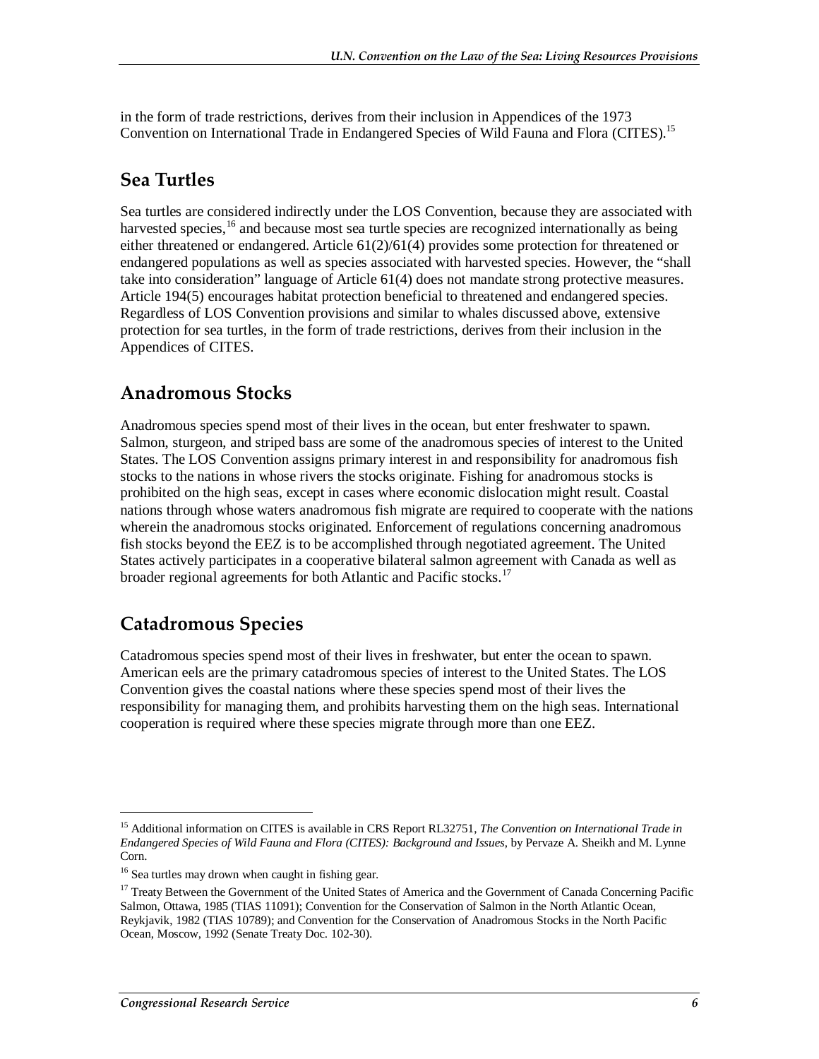in the form of trade restrictions, derives from their inclusion in Appendices of the 1973 Convention on International Trade in Endangered Species of Wild Fauna and Flora (CITES).[15]

## Sea Turtles

Sea turtles are considered indirectly under the LOS Convention, because they are associated with harvested species,[16] and because most sea turtle species are recognized internationally as being either threatened or endangered. Article 61(2)/61(4) provides some protection for threatened or endangered populations as well as species associated with harvested species. However, the "shall take into consideration" language of Article 61(4) does not mandate strong protective measures. Article 194(5) encourages habitat protection beneficial to threatened and endangered species. Regardless of LOS Convention provisions and similar to whales discussed above, extensive protection for sea turtles, in the form of trade restrictions, derives from their inclusion in the Appendices of CITES.

## Anadromous Stocks

Anadromous species spend most of their lives in the ocean, but enter freshwater to spawn. Salmon, sturgeon, and striped bass are some of the anadromous species of interest to the United States. The LOS Convention assigns primary interest in and responsibility for anadromous fish stocks to the nations in whose rivers the stocks originate. Fishing for anadromous stocks is prohibited on the high seas, except in cases where economic dislocation might result. Coastal nations through whose waters anadromous fish migrate are required to cooperate with the nations wherein the anadromous stocks originated. Enforcement of regulations concerning anadromous fish stocks beyond the EEZ is to be accomplished through negotiated agreement. The United States actively participates in a cooperative bilateral salmon agreement with Canada as well as broader regional agreements for both Atlantic and Pacific stocks.[17]

## Catadromous Species

Catadromous species spend most of their lives in freshwater, but enter the ocean to spawn. American eels are the primary catadromous species of interest to the United States. The LOS Convention gives the coastal nations where these species spend most of their lives the responsibility for managing them, and prohibits harvesting them on the high seas. International cooperation is required where these species migrate through more than one EEZ.

---

[15] Additional information on CITES is available in CRS Report RL32751, *The Convention on International Trade in Endangered Species of Wild Fauna and Flora (CITES): Background and Issues*, by Pervaze A. Sheikh and M. Lynne Corn.

[16] Sea turtles may drown when caught in fishing gear.

[17] Treaty Between the Government of the United States of America and the Government of Canada Concerning Pacific Salmon, Ottawa, 1985 (TIAS 11091); Convention for the Conservation of Salmon in the North Atlantic Ocean, Reykjavik, 1982 (TIAS 10789); and Convention for the Conservation of Anadromous Stocks in the North Pacific Ocean, Moscow, 1992 (Senate Treaty Doc. 102-30).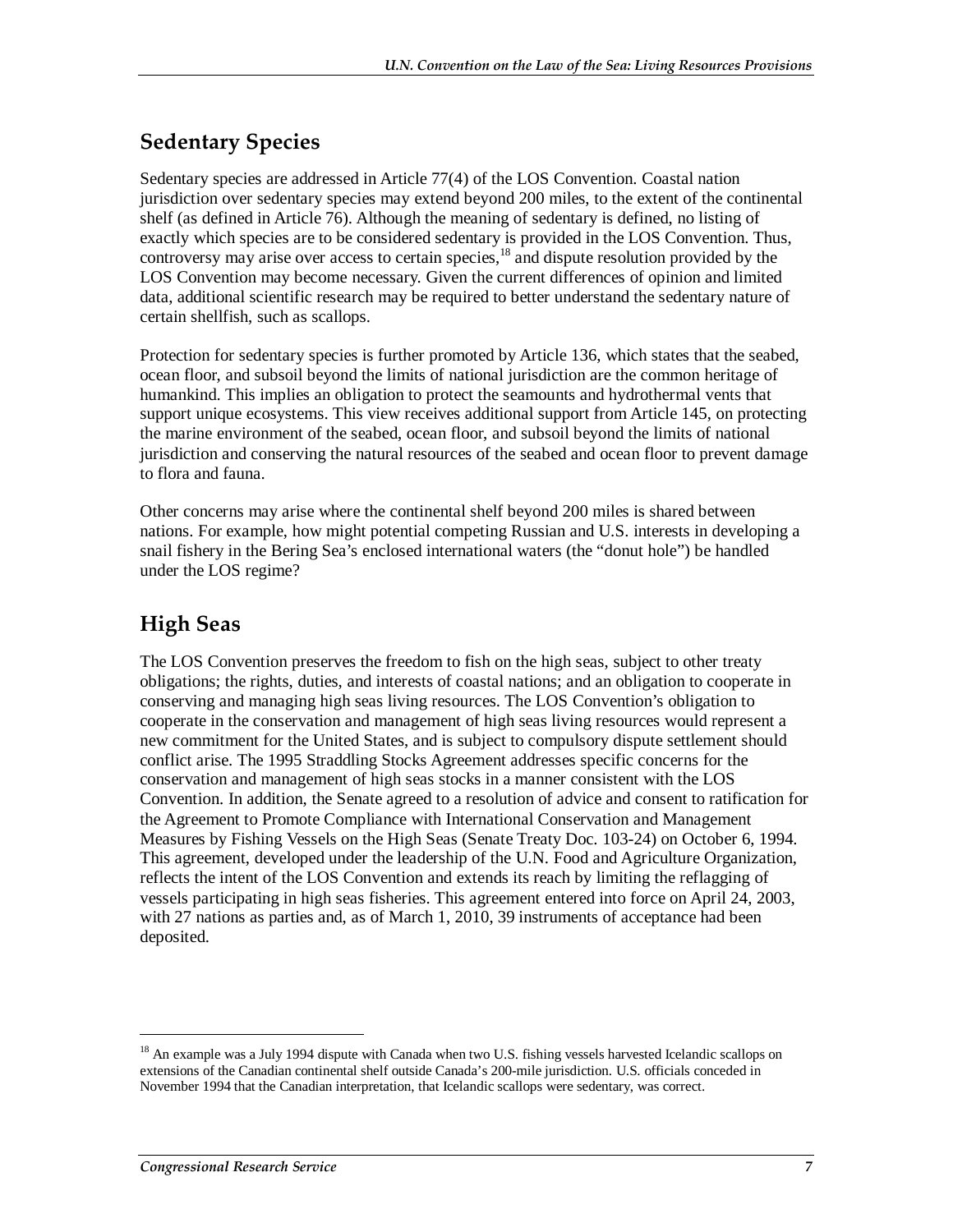## Sedentary Species

Sedentary species are addressed in Article 77(4) of the LOS Convention. Coastal nation jurisdiction over sedentary species may extend beyond 200 miles, to the extent of the continental shelf (as defined in Article 76). Although the meaning of sedentary is defined, no listing of exactly which species are to be considered sedentary is provided in the LOS Convention. Thus, controversy may arise over access to certain species,[18] and dispute resolution provided by the LOS Convention may become necessary. Given the current differences of opinion and limited data, additional scientific research may be required to better understand the sedentary nature of certain shellfish, such as scallops.

Protection for sedentary species is further promoted by Article 136, which states that the seabed, ocean floor, and subsoil beyond the limits of national jurisdiction are the common heritage of humankind. This implies an obligation to protect the seamounts and hydrothermal vents that support unique ecosystems. This view receives additional support from Article 145, on protecting the marine environment of the seabed, ocean floor, and subsoil beyond the limits of national jurisdiction and conserving the natural resources of the seabed and ocean floor to prevent damage to flora and fauna.

Other concerns may arise where the continental shelf beyond 200 miles is shared between nations. For example, how might potential competing Russian and U.S. interests in developing a snail fishery in the Bering Sea's enclosed international waters (the "donut hole") be handled under the LOS regime?

## High Seas

The LOS Convention preserves the freedom to fish on the high seas, subject to other treaty obligations; the rights, duties, and interests of coastal nations; and an obligation to cooperate in conserving and managing high seas living resources. The LOS Convention's obligation to cooperate in the conservation and management of high seas living resources would represent a new commitment for the United States, and is subject to compulsory dispute settlement should conflict arise. The 1995 Straddling Stocks Agreement addresses specific concerns for the conservation and management of high seas stocks in a manner consistent with the LOS Convention. In addition, the Senate agreed to a resolution of advice and consent to ratification for the Agreement to Promote Compliance with International Conservation and Management Measures by Fishing Vessels on the High Seas (Senate Treaty Doc. 103-24) on October 6, 1994. This agreement, developed under the leadership of the U.N. Food and Agriculture Organization, reflects the intent of the LOS Convention and extends its reach by limiting the reflagging of vessels participating in high seas fisheries. This agreement entered into force on April 24, 2003, with 27 nations as parties and, as of March 1, 2010, 39 instruments of acceptance had been deposited.

---

[18] An example was a July 1994 dispute with Canada when two U.S. fishing vessels harvested Icelandic scallops on extensions of the Canadian continental shelf outside Canada's 200-mile jurisdiction. U.S. officials conceded in November 1994 that the Canadian interpretation, that Icelandic scallops were sedentary, was correct.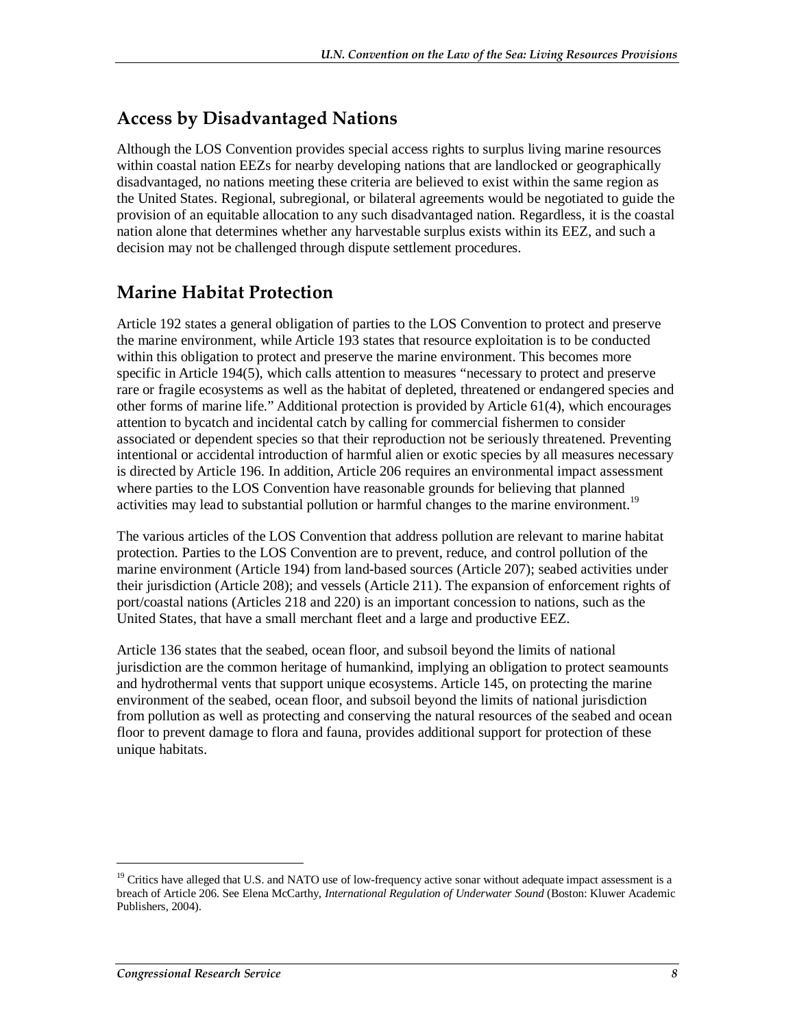## Access by Disadvantaged Nations

Although the LOS Convention provides special access rights to surplus living marine resources within coastal nation EEZs for nearby developing nations that are landlocked or geographically disadvantaged, no nations meeting these criteria are believed to exist within the same region as the United States. Regional, subregional, or bilateral agreements would be negotiated to guide the provision of an equitable allocation to any such disadvantaged nation. Regardless, it is the coastal nation alone that determines whether any harvestable surplus exists within its EEZ, and such a decision may not be challenged through dispute settlement procedures.

## Marine Habitat Protection

Article 192 states a general obligation of parties to the LOS Convention to protect and preserve the marine environment, while Article 193 states that resource exploitation is to be conducted within this obligation to protect and preserve the marine environment. This becomes more specific in Article 194(5), which calls attention to measures "necessary to protect and preserve rare or fragile ecosystems as well as the habitat of depleted, threatened or endangered species and other forms of marine life." Additional protection is provided by Article 61(4), which encourages attention to bycatch and incidental catch by calling for commercial fishermen to consider associated or dependent species so that their reproduction not be seriously threatened. Preventing intentional or accidental introduction of harmful alien or exotic species by all measures necessary is directed by Article 196. In addition, Article 206 requires an environmental impact assessment where parties to the LOS Convention have reasonable grounds for believing that planned activities may lead to substantial pollution or harmful changes to the marine environment.[19]

The various articles of the LOS Convention that address pollution are relevant to marine habitat protection. Parties to the LOS Convention are to prevent, reduce, and control pollution of the marine environment (Article 194) from land-based sources (Article 207); seabed activities under their jurisdiction (Article 208); and vessels (Article 211). The expansion of enforcement rights of port/coastal nations (Articles 218 and 220) is an important concession to nations, such as the United States, that have a small merchant fleet and a large and productive EEZ.

Article 136 states that the seabed, ocean floor, and subsoil beyond the limits of national jurisdiction are the common heritage of humankind, implying an obligation to protect seamounts and hydrothermal vents that support unique ecosystems. Article 145, on protecting the marine environment of the seabed, ocean floor, and subsoil beyond the limits of national jurisdiction from pollution as well as protecting and conserving the natural resources of the seabed and ocean floor to prevent damage to flora and fauna, provides additional support for protection of these unique habitats.

---

[19] Critics have alleged that U.S. and NATO use of low-frequency active sonar without adequate impact assessment is a breach of Article 206. See Elena McCarthy, *International Regulation of Underwater Sound* (Boston: Kluwer Academic Publishers, 2004).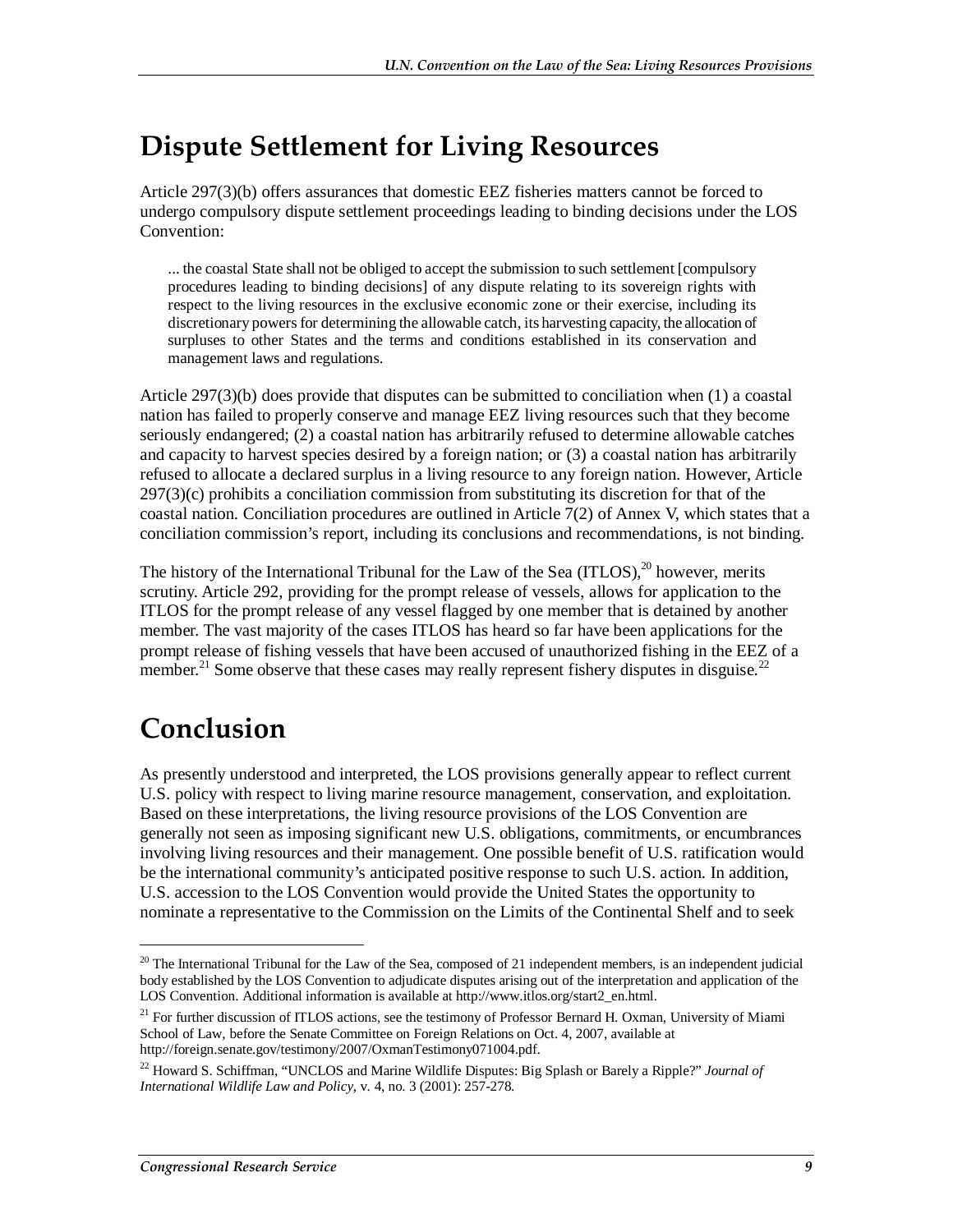# Dispute Settlement for Living Resources

Article 297(3)(b) offers assurances that domestic EEZ fisheries matters cannot be forced to undergo compulsory dispute settlement proceedings leading to binding decisions under the LOS Convention:

> ... the coastal State shall not be obliged to accept the submission to such settlement [compulsory procedures leading to binding decisions] of any dispute relating to its sovereign rights with respect to the living resources in the exclusive economic zone or their exercise, including its discretionary powers for determining the allowable catch, its harvesting capacity, the allocation of surpluses to other States and the terms and conditions established in its conservation and management laws and regulations.

Article 297(3)(b) does provide that disputes can be submitted to conciliation when (1) a coastal nation has failed to properly conserve and manage EEZ living resources such that they become seriously endangered; (2) a coastal nation has arbitrarily refused to determine allowable catches and capacity to harvest species desired by a foreign nation; or (3) a coastal nation has arbitrarily refused to allocate a declared surplus in a living resource to any foreign nation. However, Article 297(3)(c) prohibits a conciliation commission from substituting its discretion for that of the coastal nation. Conciliation procedures are outlined in Article 7(2) of Annex V, which states that a conciliation commission's report, including its conclusions and recommendations, is not binding.

The history of the International Tribunal for the Law of the Sea (ITLOS),[20] however, merits scrutiny. Article 292, providing for the prompt release of vessels, allows for application to the ITLOS for the prompt release of any vessel flagged by one member that is detained by another member. The vast majority of the cases ITLOS has heard so far have been applications for the prompt release of fishing vessels that have been accused of unauthorized fishing in the EEZ of a member.[21] Some observe that these cases may really represent fishery disputes in disguise.[22]

# Conclusion

As presently understood and interpreted, the LOS provisions generally appear to reflect current U.S. policy with respect to living marine resource management, conservation, and exploitation. Based on these interpretations, the living resource provisions of the LOS Convention are generally not seen as imposing significant new U.S. obligations, commitments, or encumbrances involving living resources and their management. One possible benefit of U.S. ratification would be the international community's anticipated positive response to such U.S. action. In addition, U.S. accession to the LOS Convention would provide the United States the opportunity to nominate a representative to the Commission on the Limits of the Continental Shelf and to seek

---

[20] The International Tribunal for the Law of the Sea, composed of 21 independent members, is an independent judicial body established by the LOS Convention to adjudicate disputes arising out of the interpretation and application of the LOS Convention. Additional information is available at http://www.itlos.org/start2_en.html.

[21] For further discussion of ITLOS actions, see the testimony of Professor Bernard H. Oxman, University of Miami School of Law, before the Senate Committee on Foreign Relations on Oct. 4, 2007, available at http://foreign.senate.gov/testimony/2007/OxmanTestimony071004.pdf.

[22] Howard S. Schiffman, "UNCLOS and Marine Wildlife Disputes: Big Splash or Barely a Ripple?" *Journal of International Wildlife Law and Policy*, v. 4, no. 3 (2001): 257-278.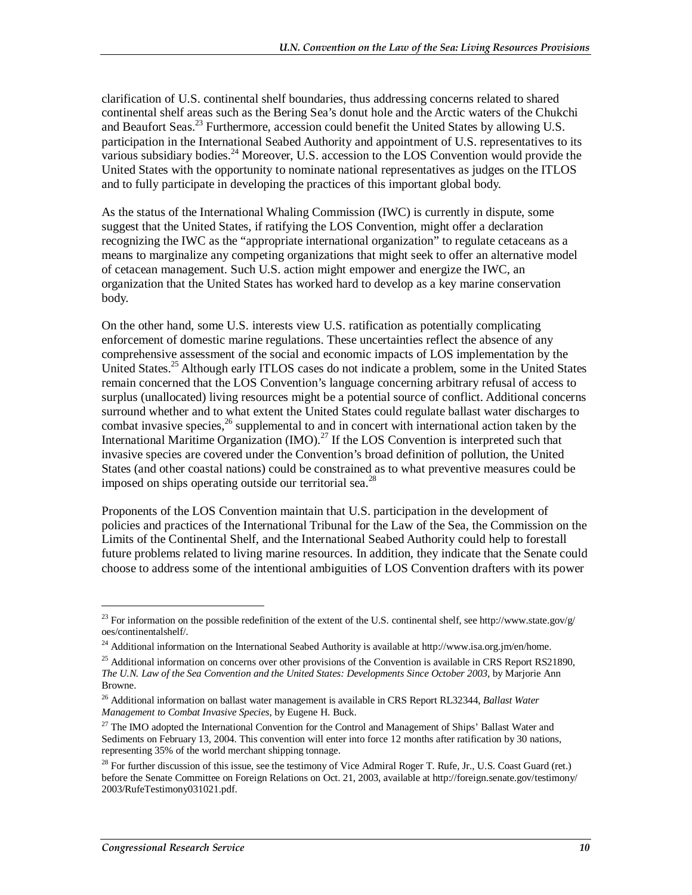clarification of U.S. continental shelf boundaries, thus addressing concerns related to shared continental shelf areas such as the Bering Sea's donut hole and the Arctic waters of the Chukchi and Beaufort Seas.[23] Furthermore, accession could benefit the United States by allowing U.S. participation in the International Seabed Authority and appointment of U.S. representatives to its various subsidiary bodies.[24] Moreover, U.S. accession to the LOS Convention would provide the United States with the opportunity to nominate national representatives as judges on the ITLOS and to fully participate in developing the practices of this important global body.

As the status of the International Whaling Commission (IWC) is currently in dispute, some suggest that the United States, if ratifying the LOS Convention, might offer a declaration recognizing the IWC as the "appropriate international organization" to regulate cetaceans as a means to marginalize any competing organizations that might seek to offer an alternative model of cetacean management. Such U.S. action might empower and energize the IWC, an organization that the United States has worked hard to develop as a key marine conservation body.

On the other hand, some U.S. interests view U.S. ratification as potentially complicating enforcement of domestic marine regulations. These uncertainties reflect the absence of any comprehensive assessment of the social and economic impacts of LOS implementation by the United States.[25] Although early ITLOS cases do not indicate a problem, some in the United States remain concerned that the LOS Convention's language concerning arbitrary refusal of access to surplus (unallocated) living resources might be a potential source of conflict. Additional concerns surround whether and to what extent the United States could regulate ballast water discharges to combat invasive species,[26] supplemental to and in concert with international action taken by the International Maritime Organization (IMO).[27] If the LOS Convention is interpreted such that invasive species are covered under the Convention's broad definition of pollution, the United States (and other coastal nations) could be constrained as to what preventive measures could be imposed on ships operating outside our territorial sea.[28]

Proponents of the LOS Convention maintain that U.S. participation in the development of policies and practices of the International Tribunal for the Law of the Sea, the Commission on the Limits of the Continental Shelf, and the International Seabed Authority could help to forestall future problems related to living marine resources. In addition, they indicate that the Senate could choose to address some of the intentional ambiguities of LOS Convention drafters with its power

---

[23] For information on the possible redefinition of the extent of the U.S. continental shelf, see http://www.state.gov/g/oes/continentalshelf/.

[24] Additional information on the International Seabed Authority is available at http://www.isa.org.jm/en/home.

[25] Additional information on concerns over other provisions of the Convention is available in CRS Report RS21890, *The U.N. Law of the Sea Convention and the United States: Developments Since October 2003*, by Marjorie Ann Browne.

[26] Additional information on ballast water management is available in CRS Report RL32344, *Ballast Water Management to Combat Invasive Species*, by Eugene H. Buck.

[27] The IMO adopted the International Convention for the Control and Management of Ships' Ballast Water and Sediments on February 13, 2004. This convention will enter into force 12 months after ratification by 30 nations, representing 35% of the world merchant shipping tonnage.

[28] For further discussion of this issue, see the testimony of Vice Admiral Roger T. Rufe, Jr., U.S. Coast Guard (ret.) before the Senate Committee on Foreign Relations on Oct. 21, 2003, available at http://foreign.senate.gov/testimony/2003/RufeTestimony031021.pdf.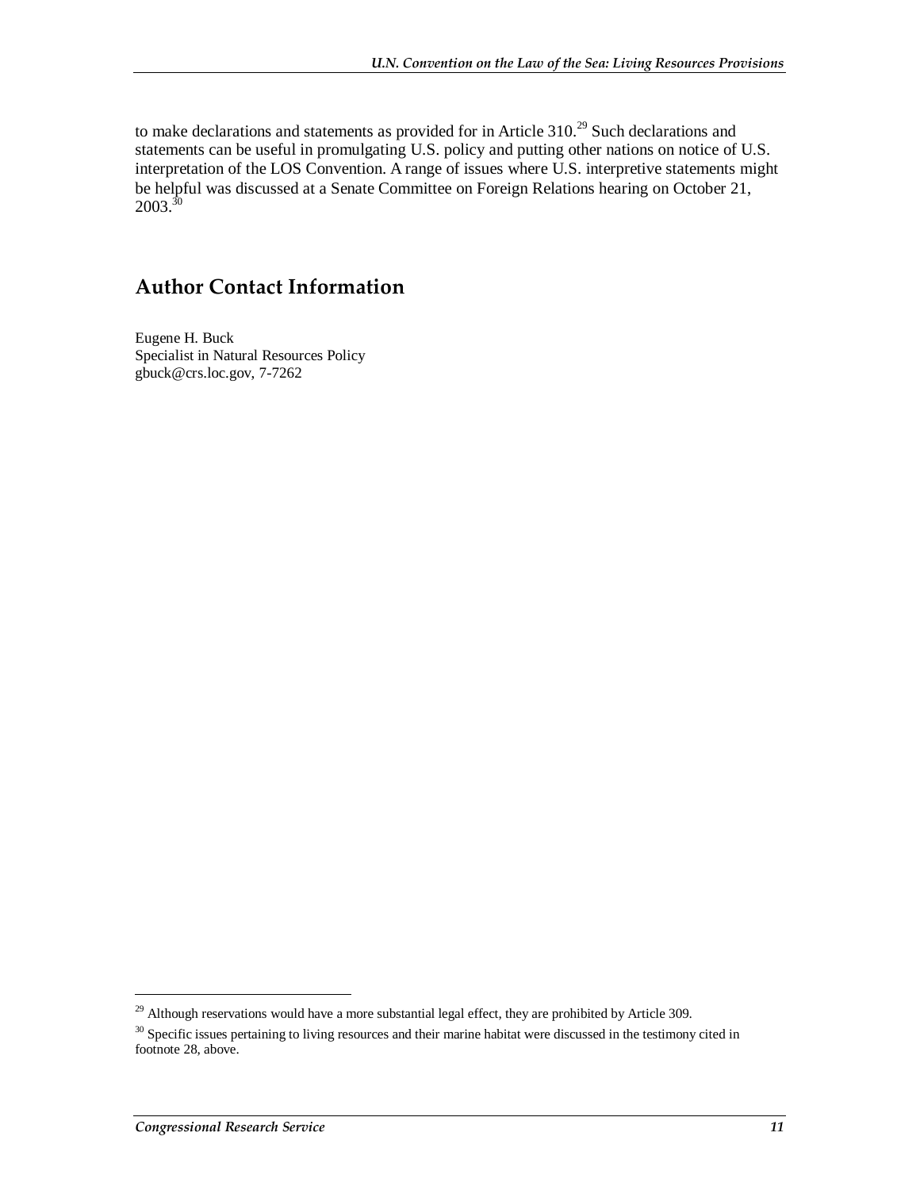to make declarations and statements as provided for in Article 310.[29] Such declarations and statements can be useful in promulgating U.S. policy and putting other nations on notice of U.S. interpretation of the LOS Convention. A range of issues where U.S. interpretive statements might be helpful was discussed at a Senate Committee on Foreign Relations hearing on October 21, 2003.[30]

## Author Contact Information

Eugene H. Buck
Specialist in Natural Resources Policy
gbuck@crs.loc.gov, 7-7262

---

[29] Although reservations would have a more substantial legal effect, they are prohibited by Article 309.

[30] Specific issues pertaining to living resources and their marine habitat were discussed in the testimony cited in footnote 28, above.